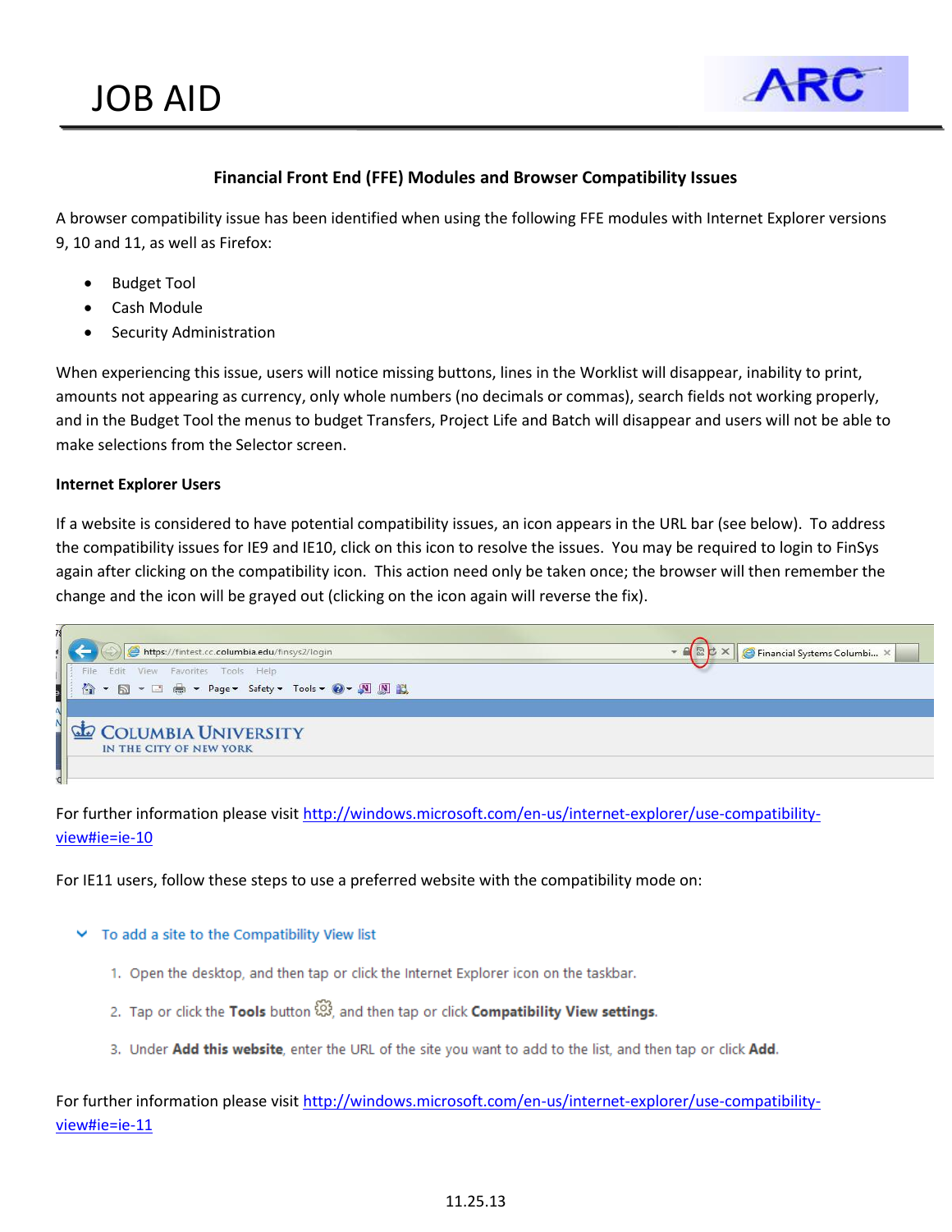# JOB AID

## Financial Front End (FFE) Modules and Browser Compatibility Issues

A browser compatibility issue has been identified when using the following FFE modules with Internet Explorer versions 9, 10 and 11, as well as Firefox:

- Budget Tool
- Cash Module
- Security Administration

When experiencing this issue, users will notice missing buttons, lines in the Worklist will disappear, inability to print, amounts not appearing as currency, only whole numbers (no decimals or commas), search fields not working properly, and in the Budget Tool the menus to budget Transfers, Project Life and Batch will disappear and users will not be able to make selections from the Selector screen.

**Internet Explorer Users**

If a website is considered to have potential compatibility issues, an icon appears in the URL bar (see below). To address the compatibility issues for IE9 and IE10, click on this icon to resolve the issues. You may be required to login to FinSys again after clicking on the compatibility icon. This action need only be taken once; the browser will then remember the change and the icon will be grayed out (clicking on the icon again will reverse the fix).

For further information please visit [http://windows.microsoft.com/en-us/internet-explorer/use-compatibility-view#ie=ie-10](http://windows.microsoft.com/en-us/internet-explorer/use-compatibility-view#ie=ie-10)

For IE11 users, follow these steps to use a preferred website with the compatibility mode on:

**To add a site to the Compatibility View list**

1. Open the desktop, and then tap or click the Internet Explorer icon on the taskbar.
2. Tap or click the **Tools** button, and then tap or click **Compatibility View settings**.
3. Under **Add this website**, enter the URL of the site you want to add to the list, and then tap or click **Add**.

For further information please visit [http://windows.microsoft.com/en-us/internet-explorer/use-compatibility-view#ie=ie-11](http://windows.microsoft.com/en-us/internet-explorer/use-compatibility-view#ie=ie-11)

11.25.13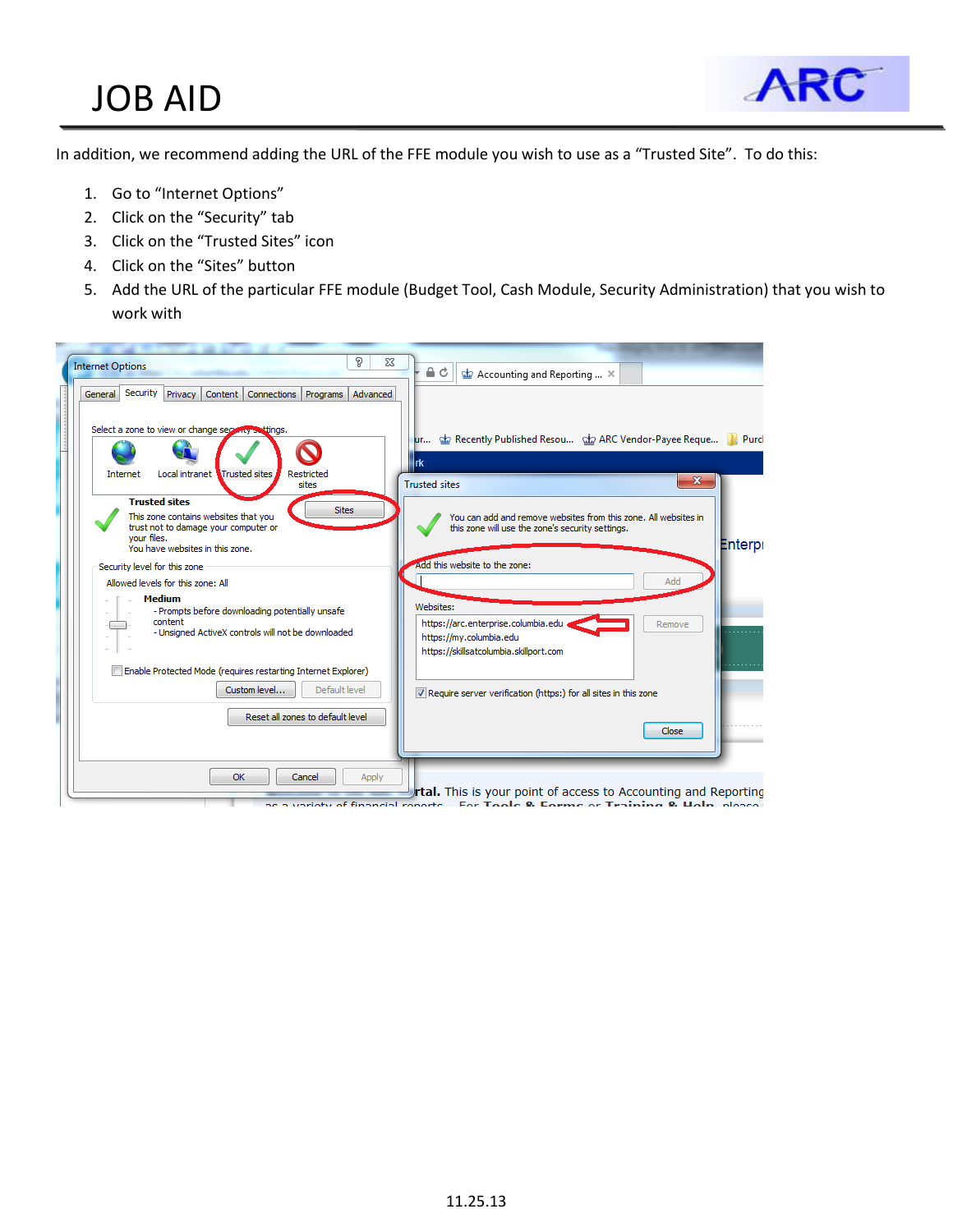In addition, we recommend adding the URL of the FFE module you wish to use as a "Trusted Site". To do this:

1. Go to "Internet Options"
2. Click on the "Security" tab
3. Click on the "Trusted Sites" icon
4. Click on the "Sites" button
5. Add the URL of the particular FFE module (Budget Tool, Cash Module, Security Administration) that you wish to work with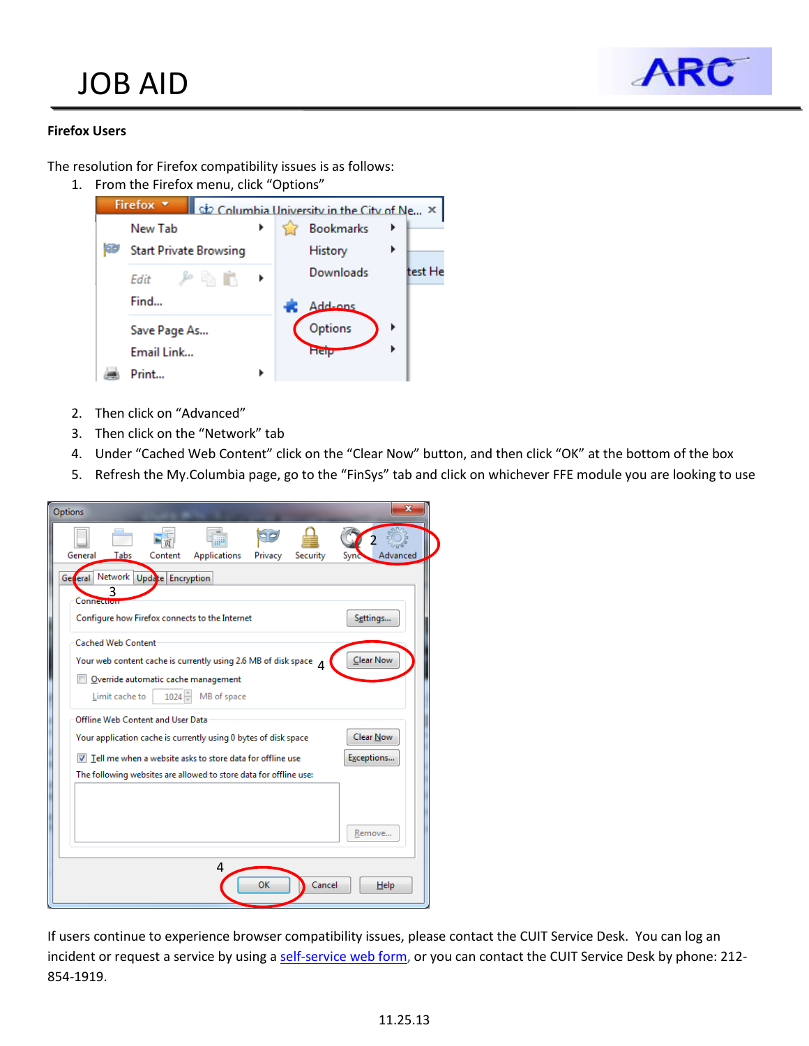# JOB AID

**Firefox Users**

The resolution for Firefox compatibility issues is as follows:

1. From the Firefox menu, click "Options"
2. Then click on "Advanced"
3. Then click on the "Network" tab
4. Under "Cached Web Content" click on the "Clear Now" button, and then click "OK" at the bottom of the box
5. Refresh the My.Columbia page, go to the "FinSys" tab and click on whichever FFE module you are looking to use

If users continue to experience browser compatibility issues, please contact the CUIT Service Desk. You can log an incident or request a service by using a self-service web form, or you can contact the CUIT Service Desk by phone: 212-854-1919.

11.25.13